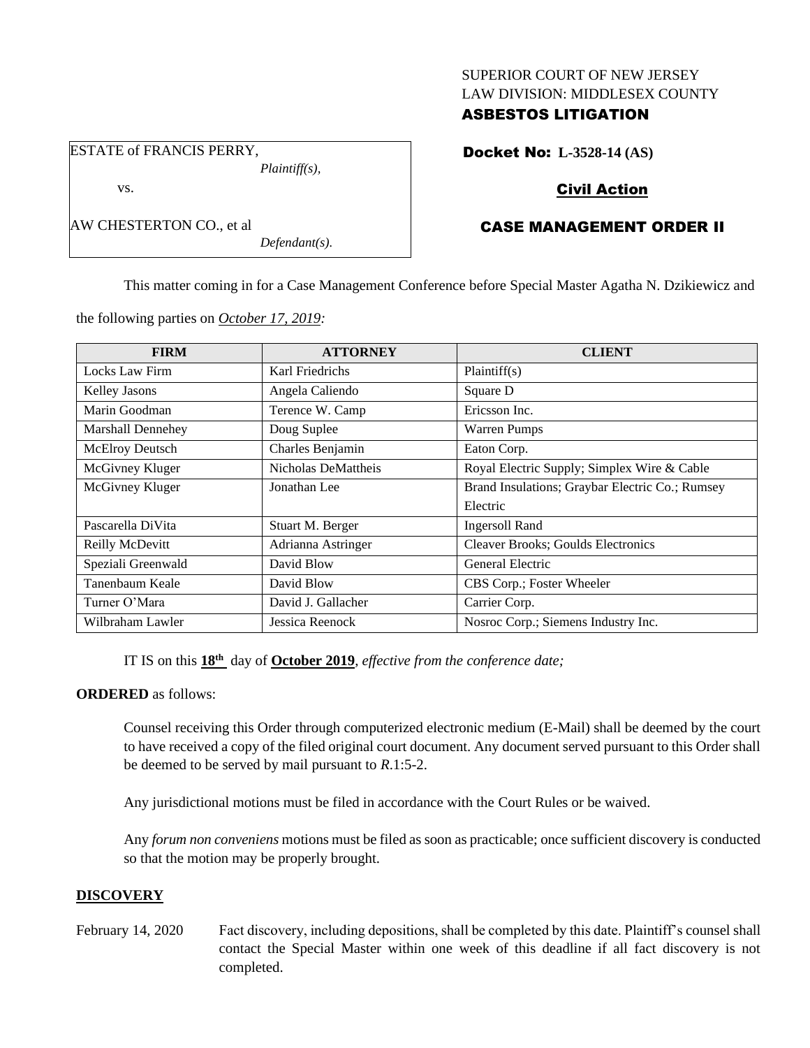SUPERIOR COURT OF NEW JERSEY
LAW DIVISION: MIDDLESEX COUNTY
**ASBESTOS LITIGATION**

ESTATE of FRANCIS PERRY,
*Plaintiff(s),*
vs.
AW CHESTERTON CO., et al
*Defendant(s).*

**Docket No: L-3528-14 (AS)**

**Civil Action**

**CASE MANAGEMENT ORDER II**

This matter coming in for a Case Management Conference before Special Master Agatha N. Dzikiewicz and the following parties on *October 17, 2019:*

| FIRM | ATTORNEY | CLIENT |
|---|---|---|
| Locks Law Firm | Karl Friedrichs | Plaintiff(s) |
| Kelley Jasons | Angela Caliendo | Square D |
| Marin Goodman | Terence W. Camp | Ericsson Inc. |
| Marshall Dennehey | Doug Suplee | Warren Pumps |
| McElroy Deutsch | Charles Benjamin | Eaton Corp. |
| McGivney Kluger | Nicholas DeMattheis | Royal Electric Supply; Simplex Wire & Cable |
| McGivney Kluger | Jonathan Lee | Brand Insulations; Graybar Electric Co.; Rumsey Electric |
| Pascarella DiVita | Stuart M. Berger | Ingersoll Rand |
| Reilly McDevitt | Adrianna Astringer | Cleaver Brooks; Goulds Electronics |
| Speziali Greenwald | David Blow | General Electric |
| Tanenbaum Keale | David Blow | CBS Corp.; Foster Wheeler |
| Turner O'Mara | David J. Gallacher | Carrier Corp. |
| Wilbraham Lawler | Jessica Reenock | Nosroc Corp.; Siemens Industry Inc. |

IT IS on this **18th** day of **October 2019**, *effective from the conference date;*

**ORDERED** as follows:

Counsel receiving this Order through computerized electronic medium (E-Mail) shall be deemed by the court to have received a copy of the filed original court document. Any document served pursuant to this Order shall be deemed to be served by mail pursuant to *R*.1:5-2.

Any jurisdictional motions must be filed in accordance with the Court Rules or be waived.

Any *forum non conveniens* motions must be filed as soon as practicable; once sufficient discovery is conducted so that the motion may be properly brought.

## DISCOVERY

February 14, 2020 — Fact discovery, including depositions, shall be completed by this date. Plaintiff's counsel shall contact the Special Master within one week of this deadline if all fact discovery is not completed.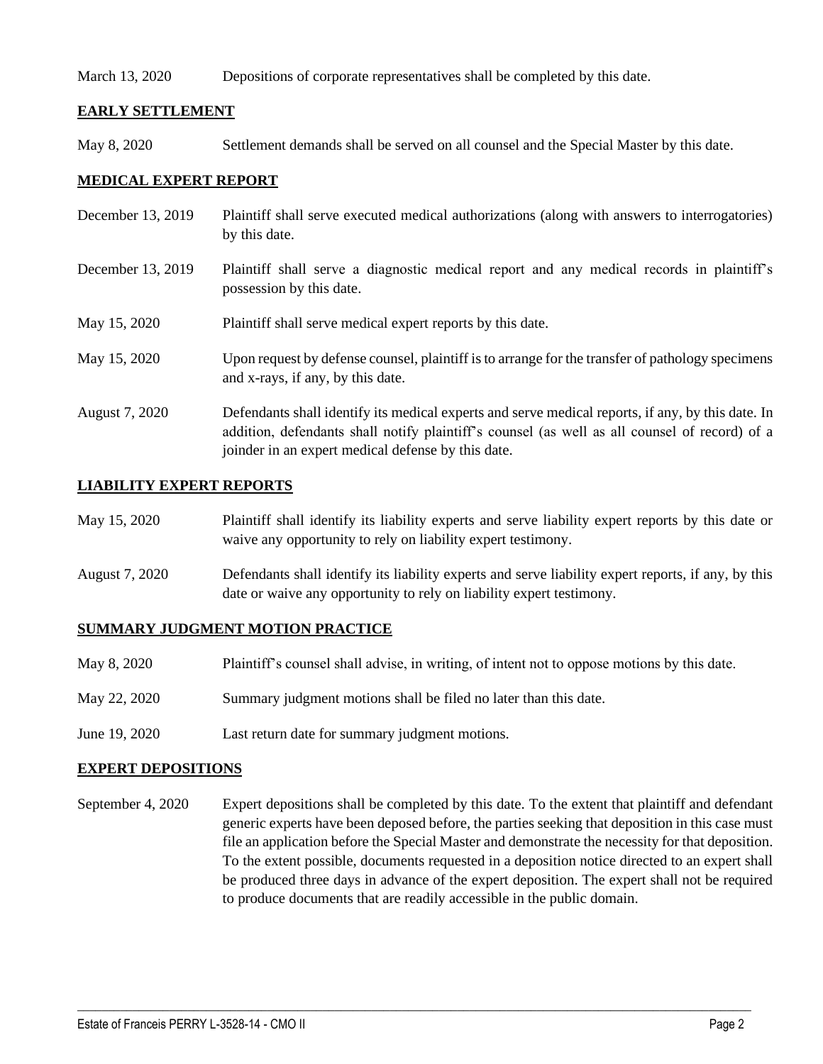March 13, 2020 Depositions of corporate representatives shall be completed by this date.

**EARLY SETTLEMENT**

May 8, 2020 Settlement demands shall be served on all counsel and the Special Master by this date.

**MEDICAL EXPERT REPORT**

December 13, 2019 Plaintiff shall serve executed medical authorizations (along with answers to interrogatories) by this date.

December 13, 2019 Plaintiff shall serve a diagnostic medical report and any medical records in plaintiff's possession by this date.

May 15, 2020 Plaintiff shall serve medical expert reports by this date.

May 15, 2020 Upon request by defense counsel, plaintiff is to arrange for the transfer of pathology specimens and x-rays, if any, by this date.

August 7, 2020 Defendants shall identify its medical experts and serve medical reports, if any, by this date. In addition, defendants shall notify plaintiff's counsel (as well as all counsel of record) of a joinder in an expert medical defense by this date.

**LIABILITY EXPERT REPORTS**

May 15, 2020 Plaintiff shall identify its liability experts and serve liability expert reports by this date or waive any opportunity to rely on liability expert testimony.

August 7, 2020 Defendants shall identify its liability experts and serve liability expert reports, if any, by this date or waive any opportunity to rely on liability expert testimony.

**SUMMARY JUDGMENT MOTION PRACTICE**

May 8, 2020 Plaintiff's counsel shall advise, in writing, of intent not to oppose motions by this date.

May 22, 2020 Summary judgment motions shall be filed no later than this date.

June 19, 2020 Last return date for summary judgment motions.

**EXPERT DEPOSITIONS**

September 4, 2020 Expert depositions shall be completed by this date. To the extent that plaintiff and defendant generic experts have been deposed before, the parties seeking that deposition in this case must file an application before the Special Master and demonstrate the necessity for that deposition. To the extent possible, documents requested in a deposition notice directed to an expert shall be produced three days in advance of the expert deposition. The expert shall not be required to produce documents that are readily accessible in the public domain.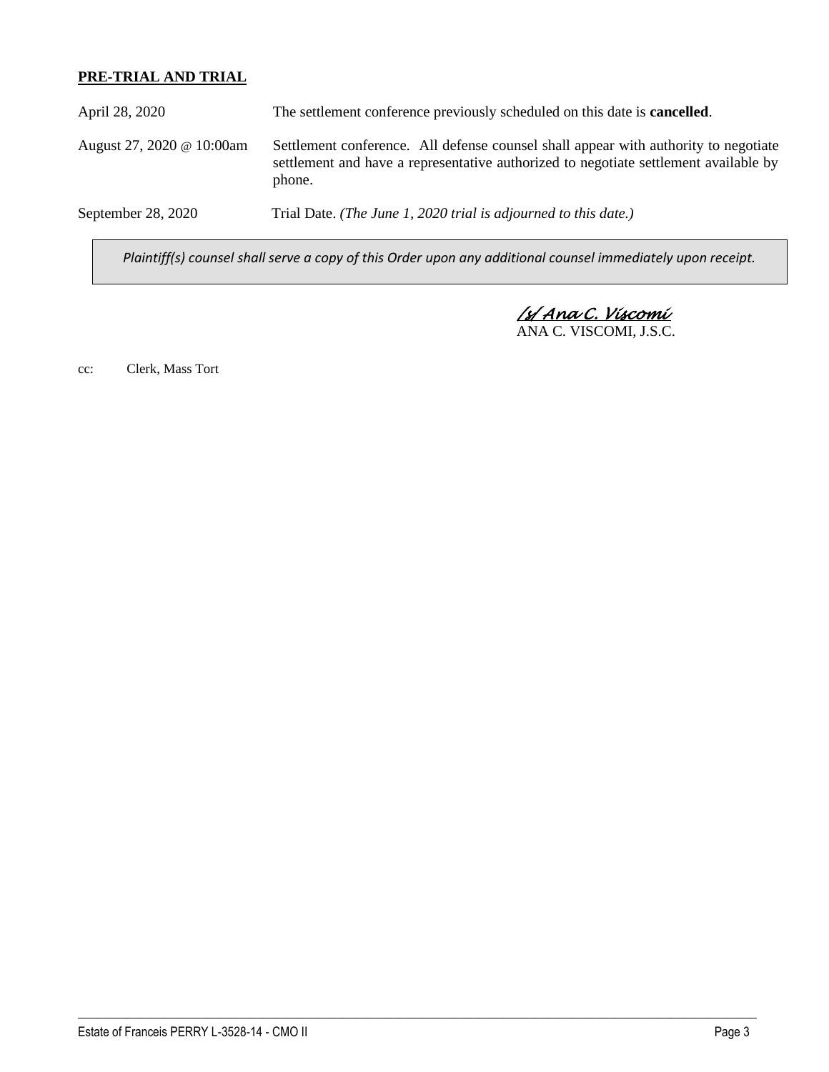**PRE-TRIAL AND TRIAL**

| | |
|---|---|
| April 28, 2020 | The settlement conference previously scheduled on this date is **cancelled**. |
| August 27, 2020 @ 10:00am | Settlement conference. All defense counsel shall appear with authority to negotiate settlement and have a representative authorized to negotiate settlement available by phone. |
| September 28, 2020 | Trial Date. *(The June 1, 2020 trial is adjourned to this date.)* |

*Plaintiff(s) counsel shall serve a copy of this Order upon any additional counsel immediately upon receipt.*

/s/ Ana C. Viscomi
ANA C. VISCOMI, J.S.C.

cc: Clerk, Mass Tort